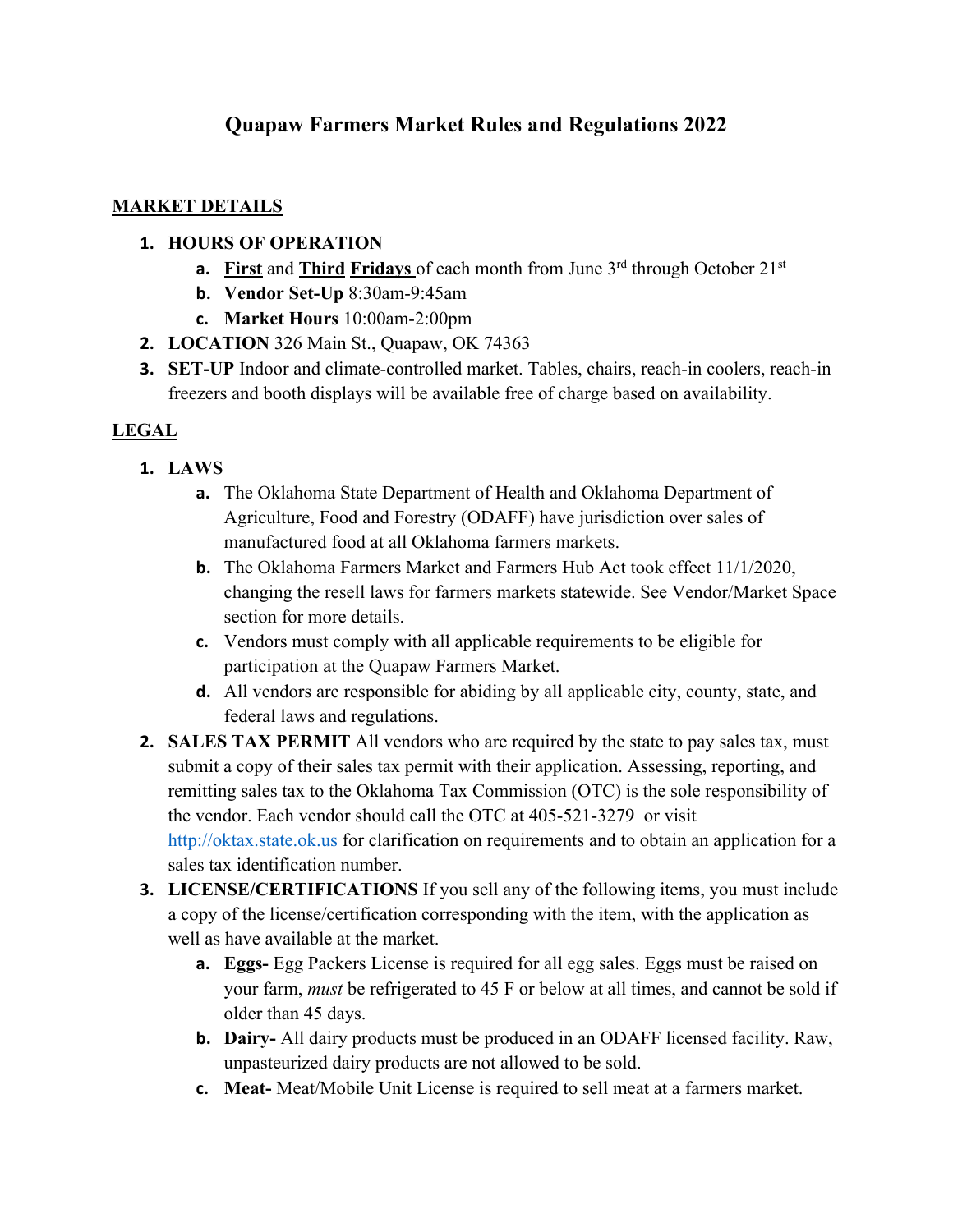# Quapaw Farmers Market Rules and Regulations 2022

## MARKET DETAILS

1. **HOURS OF OPERATION**
   a. **First** and **Third** **Fridays** of each month from June 3rd through October 21st
   b. **Vendor Set-Up** 8:30am-9:45am
   c. **Market Hours** 10:00am-2:00pm
2. **LOCATION** 326 Main St., Quapaw, OK 74363
3. **SET-UP** Indoor and climate-controlled market. Tables, chairs, reach-in coolers, reach-in freezers and booth displays will be available free of charge based on availability.

## LEGAL

1. **LAWS**
   a. The Oklahoma State Department of Health and Oklahoma Department of Agriculture, Food and Forestry (ODAFF) have jurisdiction over sales of manufactured food at all Oklahoma farmers markets.
   b. The Oklahoma Farmers Market and Farmers Hub Act took effect 11/1/2020, changing the resell laws for farmers markets statewide. See Vendor/Market Space section for more details.
   c. Vendors must comply with all applicable requirements to be eligible for participation at the Quapaw Farmers Market.
   d. All vendors are responsible for abiding by all applicable city, county, state, and federal laws and regulations.
2. **SALES TAX PERMIT** All vendors who are required by the state to pay sales tax, must submit a copy of their sales tax permit with their application. Assessing, reporting, and remitting sales tax to the Oklahoma Tax Commission (OTC) is the sole responsibility of the vendor. Each vendor should call the OTC at 405-521-3279 or visit [http://oktax.state.ok.us](http://oktax.state.ok.us) for clarification on requirements and to obtain an application for a sales tax identification number.
3. **LICENSE/CERTIFICATIONS** If you sell any of the following items, you must include a copy of the license/certification corresponding with the item, with the application as well as have available at the market.
   a. **Eggs-** Egg Packers License is required for all egg sales. Eggs must be raised on your farm, *must* be refrigerated to 45 F or below at all times, and cannot be sold if older than 45 days.
   b. **Dairy-** All dairy products must be produced in an ODAFF licensed facility. Raw, unpasteurized dairy products are not allowed to be sold.
   c. **Meat-** Meat/Mobile Unit License is required to sell meat at a farmers market.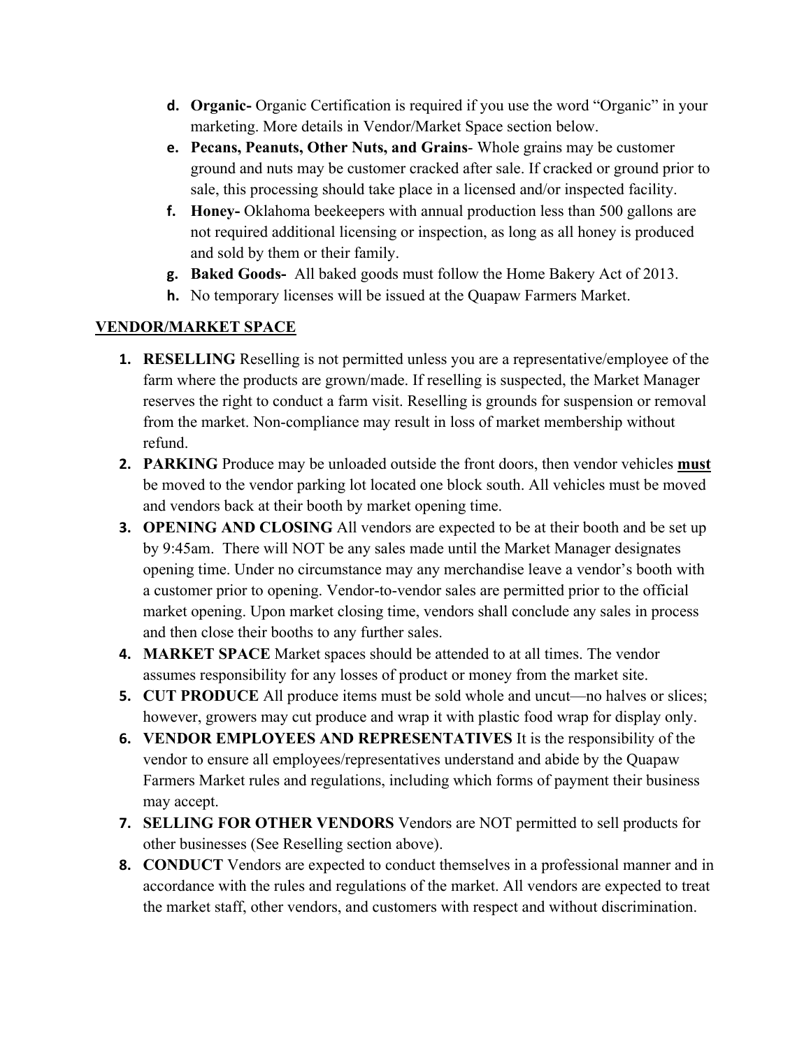d. **Organic-** Organic Certification is required if you use the word "Organic" in your marketing. More details in Vendor/Market Space section below.
e. **Pecans, Peanuts, Other Nuts, and Grains**- Whole grains may be customer ground and nuts may be customer cracked after sale. If cracked or ground prior to sale, this processing should take place in a licensed and/or inspected facility.
f. **Honey-** Oklahoma beekeepers with annual production less than 500 gallons are not required additional licensing or inspection, as long as all honey is produced and sold by them or their family.
g. **Baked Goods-** All baked goods must follow the Home Bakery Act of 2013.
h. No temporary licenses will be issued at the Quapaw Farmers Market.

## VENDOR/MARKET SPACE

1. **RESELLING** Reselling is not permitted unless you are a representative/employee of the farm where the products are grown/made. If reselling is suspected, the Market Manager reserves the right to conduct a farm visit. Reselling is grounds for suspension or removal from the market. Non-compliance may result in loss of market membership without refund.
2. **PARKING** Produce may be unloaded outside the front doors, then vendor vehicles **must** be moved to the vendor parking lot located one block south. All vehicles must be moved and vendors back at their booth by market opening time.
3. **OPENING AND CLOSING** All vendors are expected to be at their booth and be set up by 9:45am. There will NOT be any sales made until the Market Manager designates opening time. Under no circumstance may any merchandise leave a vendor's booth with a customer prior to opening. Vendor-to-vendor sales are permitted prior to the official market opening. Upon market closing time, vendors shall conclude any sales in process and then close their booths to any further sales.
4. **MARKET SPACE** Market spaces should be attended to at all times. The vendor assumes responsibility for any losses of product or money from the market site.
5. **CUT PRODUCE** All produce items must be sold whole and uncut—no halves or slices; however, growers may cut produce and wrap it with plastic food wrap for display only.
6. **VENDOR EMPLOYEES AND REPRESENTATIVES** It is the responsibility of the vendor to ensure all employees/representatives understand and abide by the Quapaw Farmers Market rules and regulations, including which forms of payment their business may accept.
7. **SELLING FOR OTHER VENDORS** Vendors are NOT permitted to sell products for other businesses (See Reselling section above).
8. **CONDUCT** Vendors are expected to conduct themselves in a professional manner and in accordance with the rules and regulations of the market. All vendors are expected to treat the market staff, other vendors, and customers with respect and without discrimination.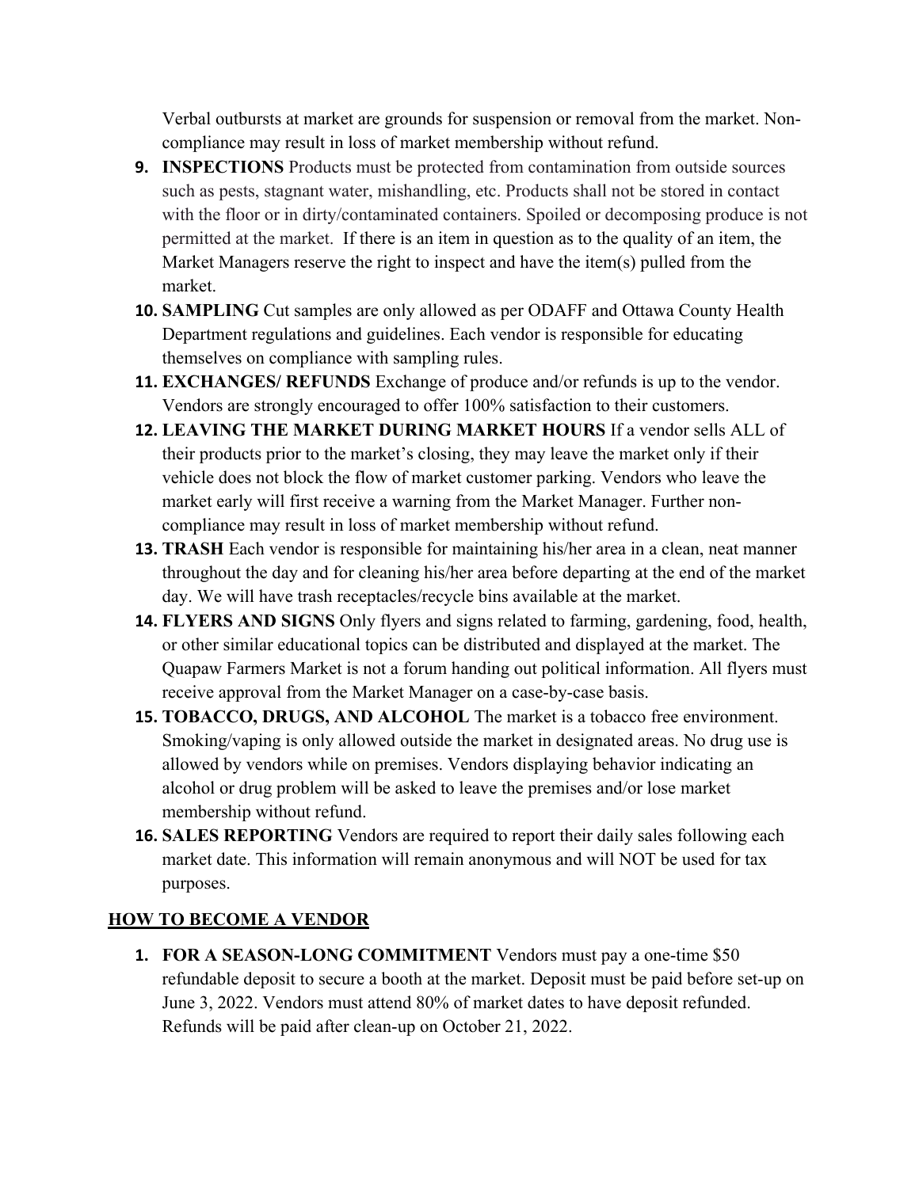Verbal outbursts at market are grounds for suspension or removal from the market. Non-compliance may result in loss of market membership without refund.

9. **INSPECTIONS** Products must be protected from contamination from outside sources such as pests, stagnant water, mishandling, etc. Products shall not be stored in contact with the floor or in dirty/contaminated containers. Spoiled or decomposing produce is not permitted at the market. If there is an item in question as to the quality of an item, the Market Managers reserve the right to inspect and have the item(s) pulled from the market.
10. **SAMPLING** Cut samples are only allowed as per ODAFF and Ottawa County Health Department regulations and guidelines. Each vendor is responsible for educating themselves on compliance with sampling rules.
11. **EXCHANGES/ REFUNDS** Exchange of produce and/or refunds is up to the vendor. Vendors are strongly encouraged to offer 100% satisfaction to their customers.
12. **LEAVING THE MARKET DURING MARKET HOURS** If a vendor sells ALL of their products prior to the market's closing, they may leave the market only if their vehicle does not block the flow of market customer parking. Vendors who leave the market early will first receive a warning from the Market Manager. Further non-compliance may result in loss of market membership without refund.
13. **TRASH** Each vendor is responsible for maintaining his/her area in a clean, neat manner throughout the day and for cleaning his/her area before departing at the end of the market day. We will have trash receptacles/recycle bins available at the market.
14. **FLYERS AND SIGNS** Only flyers and signs related to farming, gardening, food, health, or other similar educational topics can be distributed and displayed at the market. The Quapaw Farmers Market is not a forum handing out political information. All flyers must receive approval from the Market Manager on a case-by-case basis.
15. **TOBACCO, DRUGS, AND ALCOHOL** The market is a tobacco free environment. Smoking/vaping is only allowed outside the market in designated areas. No drug use is allowed by vendors while on premises. Vendors displaying behavior indicating an alcohol or drug problem will be asked to leave the premises and/or lose market membership without refund.
16. **SALES REPORTING** Vendors are required to report their daily sales following each market date. This information will remain anonymous and will NOT be used for tax purposes.

## **HOW TO BECOME A VENDOR**

1. **FOR A SEASON-LONG COMMITMENT** Vendors must pay a one-time $50 refundable deposit to secure a booth at the market. Deposit must be paid before set-up on June 3, 2022. Vendors must attend 80% of market dates to have deposit refunded. Refunds will be paid after clean-up on October 21, 2022.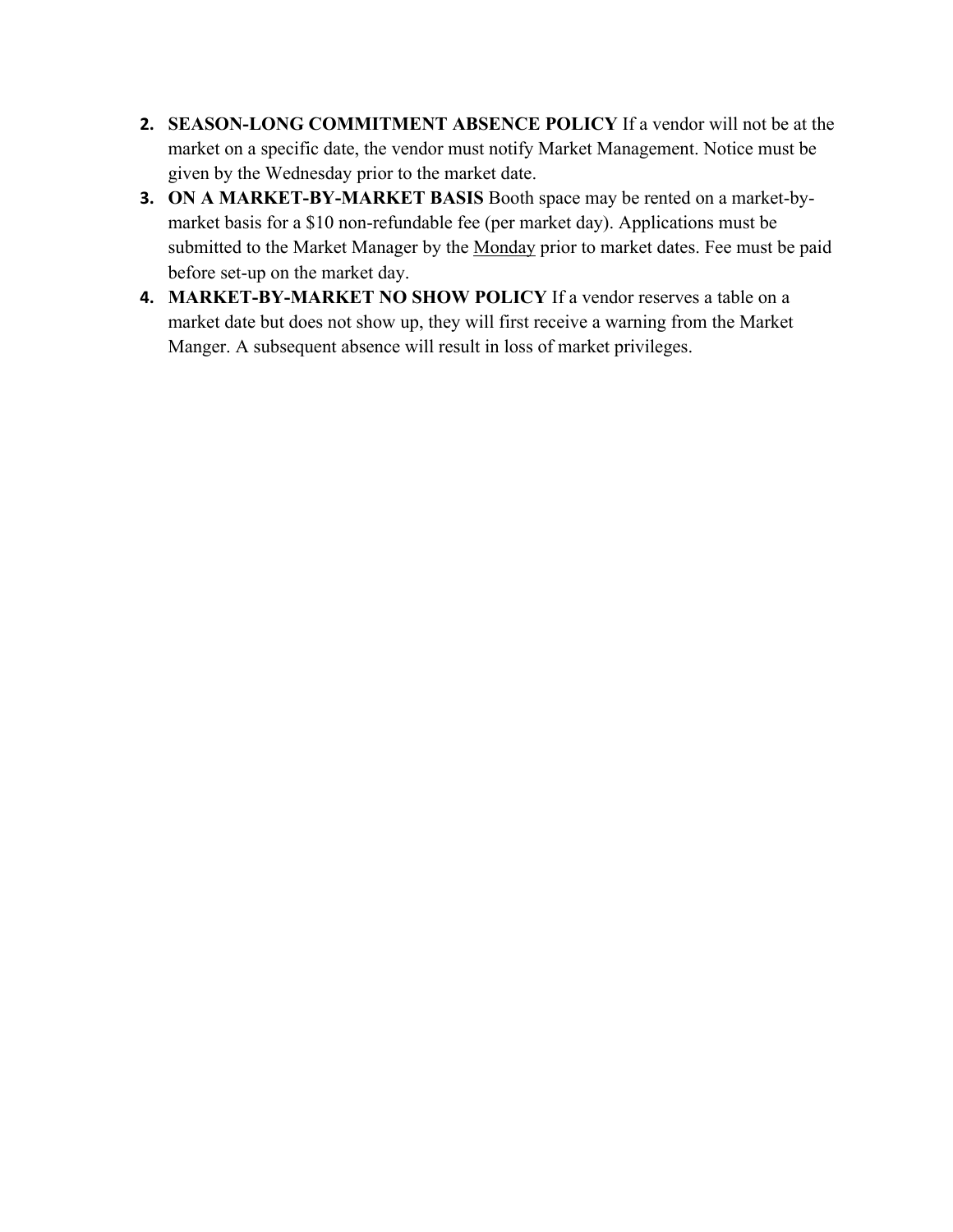2. **SEASON-LONG COMMITMENT ABSENCE POLICY** If a vendor will not be at the market on a specific date, the vendor must notify Market Management. Notice must be given by the Wednesday prior to the market date.
3. **ON A MARKET-BY-MARKET BASIS** Booth space may be rented on a market-by-market basis for a $10 non-refundable fee (per market day). Applications must be submitted to the Market Manager by the <u>Monday</u> prior to market dates. Fee must be paid before set-up on the market day.
4. **MARKET-BY-MARKET NO SHOW POLICY** If a vendor reserves a table on a market date but does not show up, they will first receive a warning from the Market Manger. A subsequent absence will result in loss of market privileges.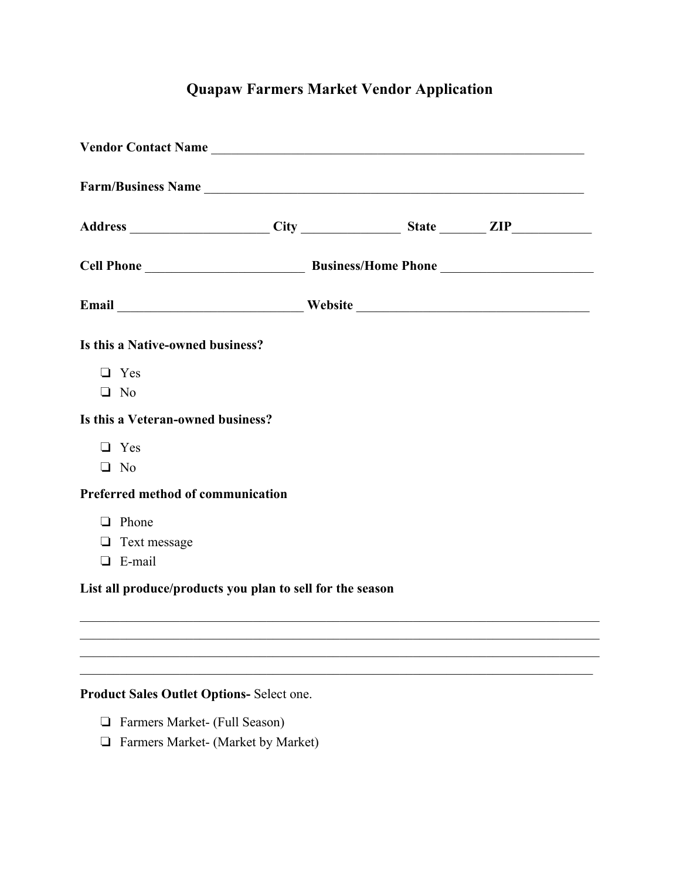# Quapaw Farmers Market Vendor Application

**Vendor Contact Name** ___________________________________________________________

**Farm/Business Name** ___________________________________________________________

**Address** _____________________ **City** _______________ **State** _______ **ZIP**____________

**Cell Phone** ________________________ **Business/Home Phone** ______________________

**Email** ____________________________ **Website** ___________________________________

**Is this a Native-owned business?**

- ❏ Yes
- ❏ No

**Is this a Veteran-owned business?**

- ❏ Yes
- ❏ No

**Preferred method of communication**

- ❏ Phone
- ❏ Text message
- ❏ E-mail

**List all produce/products you plan to sell for the season**

______________________________________________________________________________
______________________________________________________________________________
______________________________________________________________________________
______________________________________________________________________________

**Product Sales Outlet Options-** Select one.

- ❏ Farmers Market- (Full Season)
- ❏ Farmers Market- (Market by Market)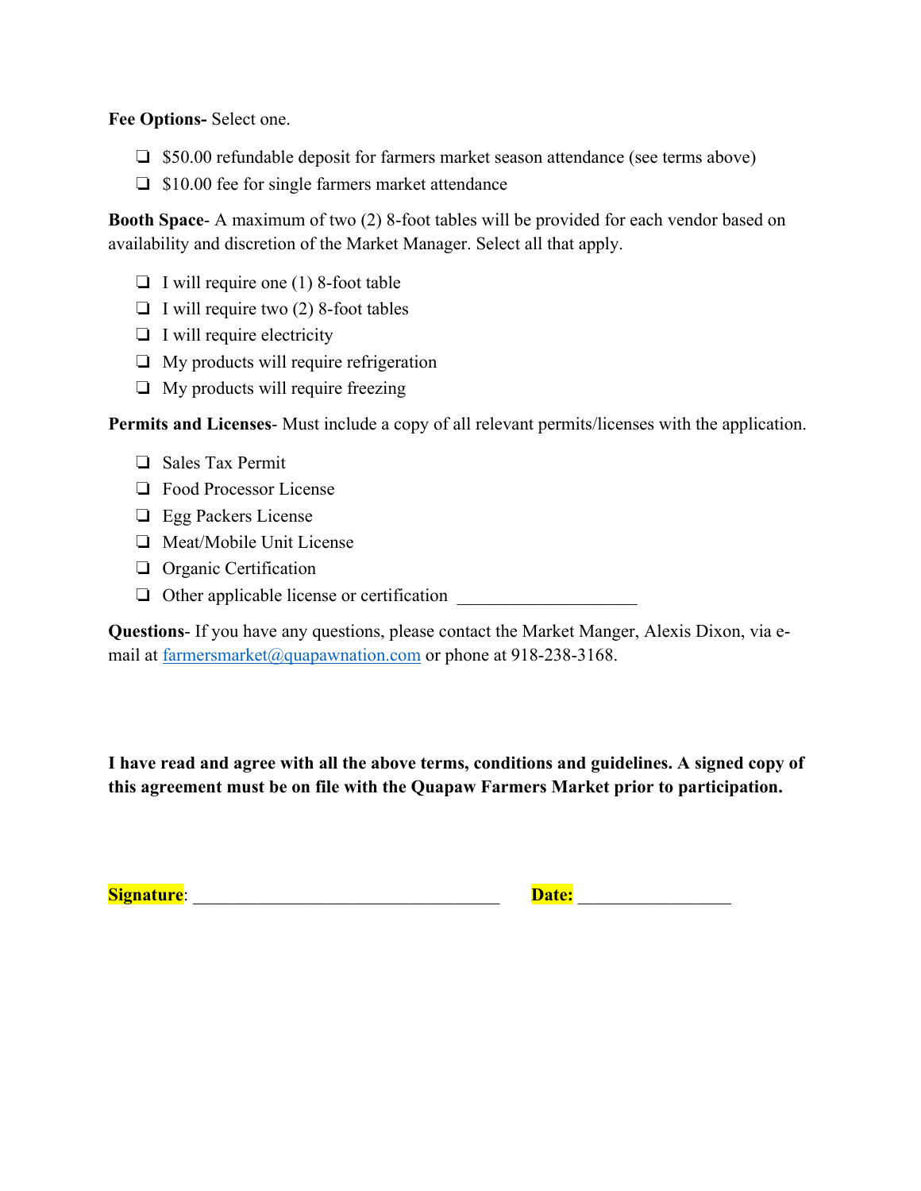**Fee Options-** Select one.

- ❏ $50.00 refundable deposit for farmers market season attendance (see terms above)
- ❏ $10.00 fee for single farmers market attendance

**Booth Space**- A maximum of two (2) 8-foot tables will be provided for each vendor based on availability and discretion of the Market Manager. Select all that apply.

- ❏ I will require one (1) 8-foot table
- ❏ I will require two (2) 8-foot tables
- ❏ I will require electricity
- ❏ My products will require refrigeration
- ❏ My products will require freezing

**Permits and Licenses**- Must include a copy of all relevant permits/licenses with the application.

- ❏ Sales Tax Permit
- ❏ Food Processor License
- ❏ Egg Packers License
- ❏ Meat/Mobile Unit License
- ❏ Organic Certification
- ❏ Other applicable license or certification ____________________

**Questions**- If you have any questions, please contact the Market Manger, Alexis Dixon, via e-mail at farmersmarket@quapawnation.com or phone at 918-238-3168.

**I have read and agree with all the above terms, conditions and guidelines. A signed copy of this agreement must be on file with the Quapaw Farmers Market prior to participation.**

**Signature**: ___________________________________ **Date:** _________________